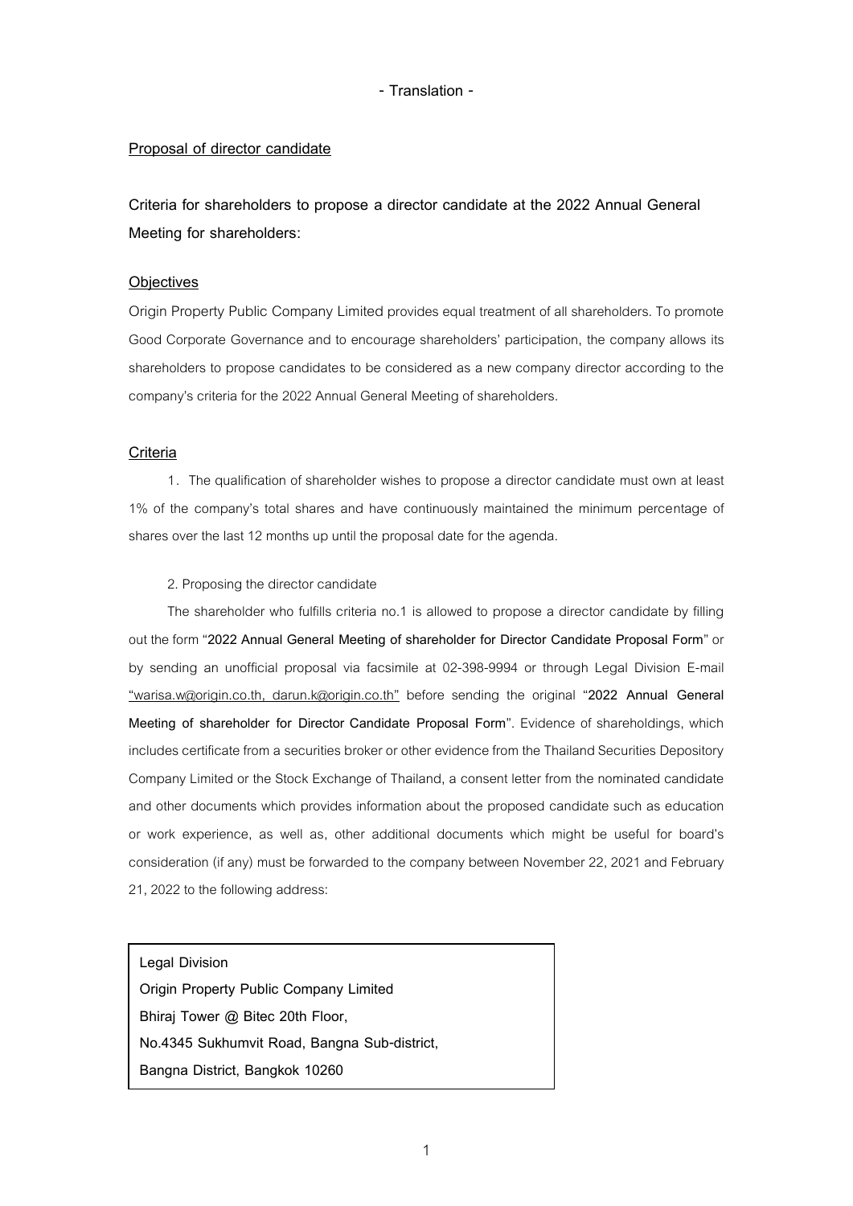- Translation -

**Proposal of director candidate**

**Criteria for shareholders to propose a director candidate at the 2022 Annual General Meeting for shareholders:**

**Objectives**

Origin Property Public Company Limited provides equal treatment of all shareholders. To promote Good Corporate Governance and to encourage shareholders' participation, the company allows its shareholders to propose candidates to be considered as a new company director according to the company's criteria for the 2022 Annual General Meeting of shareholders.

**Criteria**

1. The qualification of shareholder wishes to propose a director candidate must own at least 1% of the company's total shares and have continuously maintained the minimum percentage of shares over the last 12 months up until the proposal date for the agenda.

2. Proposing the director candidate

The shareholder who fulfills criteria no.1 is allowed to propose a director candidate by filling out the form "**2022 Annual General Meeting of shareholder for Director Candidate Proposal Form**" or by sending an unofficial proposal via facsimile at 02-398-9994 or through Legal Division E-mail "warisa.w@origin.co.th, darun.k@origin.co.th" before sending the original "**2022 Annual General Meeting of shareholder for Director Candidate Proposal Form**". Evidence of shareholdings, which includes certificate from a securities broker or other evidence from the Thailand Securities Depository Company Limited or the Stock Exchange of Thailand, a consent letter from the nominated candidate and other documents which provides information about the proposed candidate such as education or work experience, as well as, other additional documents which might be useful for board's consideration (if any) must be forwarded to the company between November 22, 2021 and February 21, 2022 to the following address:

**Legal Division**
**Origin Property Public Company Limited**
**Bhiraj Tower @ Bitec 20th Floor,**
**No.4345 Sukhumvit Road, Bangna Sub-district,**
**Bangna District, Bangkok 10260**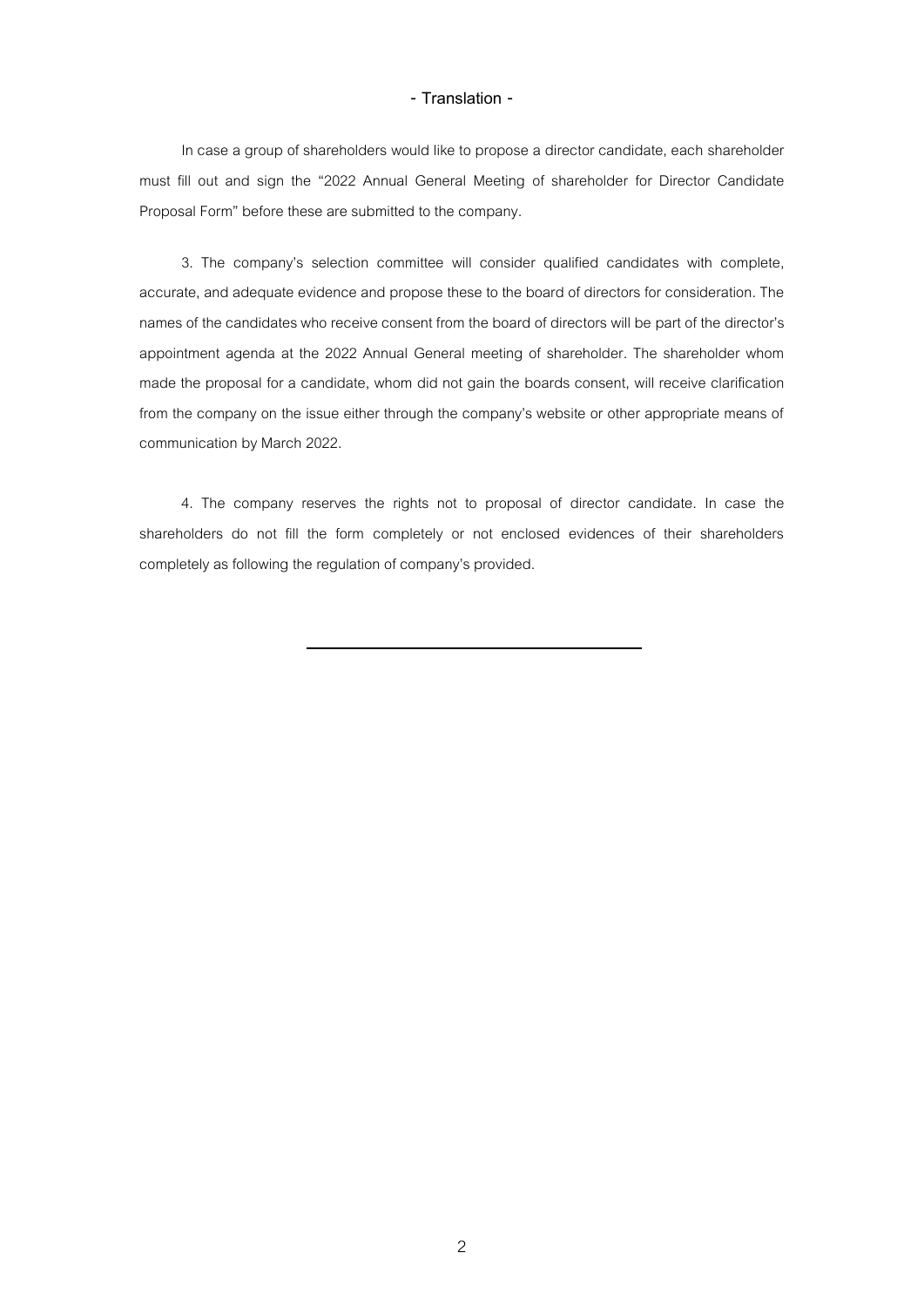- Translation -

In case a group of shareholders would like to propose a director candidate, each shareholder must fill out and sign the "2022 Annual General Meeting of shareholder for Director Candidate Proposal Form" before these are submitted to the company.

3. The company's selection committee will consider qualified candidates with complete, accurate, and adequate evidence and propose these to the board of directors for consideration. The names of the candidates who receive consent from the board of directors will be part of the director's appointment agenda at the 2022 Annual General meeting of shareholder. The shareholder whom made the proposal for a candidate, whom did not gain the boards consent, will receive clarification from the company on the issue either through the company's website or other appropriate means of communication by March 2022.

4. The company reserves the rights not to proposal of director candidate. In case the shareholders do not fill the form completely or not enclosed evidences of their shareholders completely as following the regulation of company's provided.

---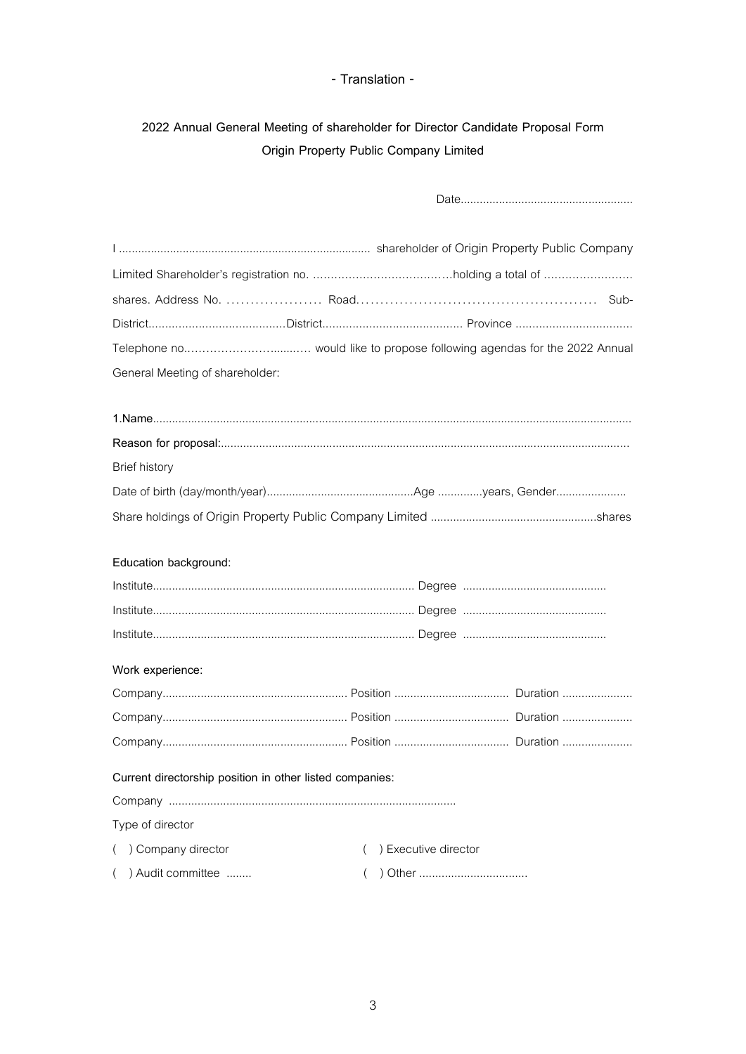- Translation -

**2022 Annual General Meeting of shareholder for Director Candidate Proposal Form**
**Origin Property Public Company Limited**

Date......................................................

I .............................................................................. shareholder of Origin Property Public Company Limited Shareholder's registration no. ……………………………….…holding a total of …………………… shares. Address No. ………………… Road……………………………………………… Sub-District..........................................District.......................................... Province ................................... Telephone no.…………………….......…. would like to propose following agendas for the 2022 Annual General Meeting of shareholder:

**1.Name**....................................................................................................................................................

**Reason for proposal:**...............................................................................................................................

Brief history

Date of birth (day/month/year)..............................................Age ..............years, Gender......................

Share holdings of Origin Property Public Company Limited ....................................................shares

**Education background:**

Institute.................................................................................. Degree .............................................

Institute.................................................................................. Degree .............................................

Institute.................................................................................. Degree .............................................

**Work experience:**

Company.......................................................... Position .................................... Duration ......................

Company.......................................................... Position .................................... Duration ......................

Company.......................................................... Position .................................... Duration ......................

**Current directorship position in other listed companies:**

Company ..........................................................................................

Type of director

( ) Company director ( ) Executive director

( ) Audit committee ........ ( ) Other ..................................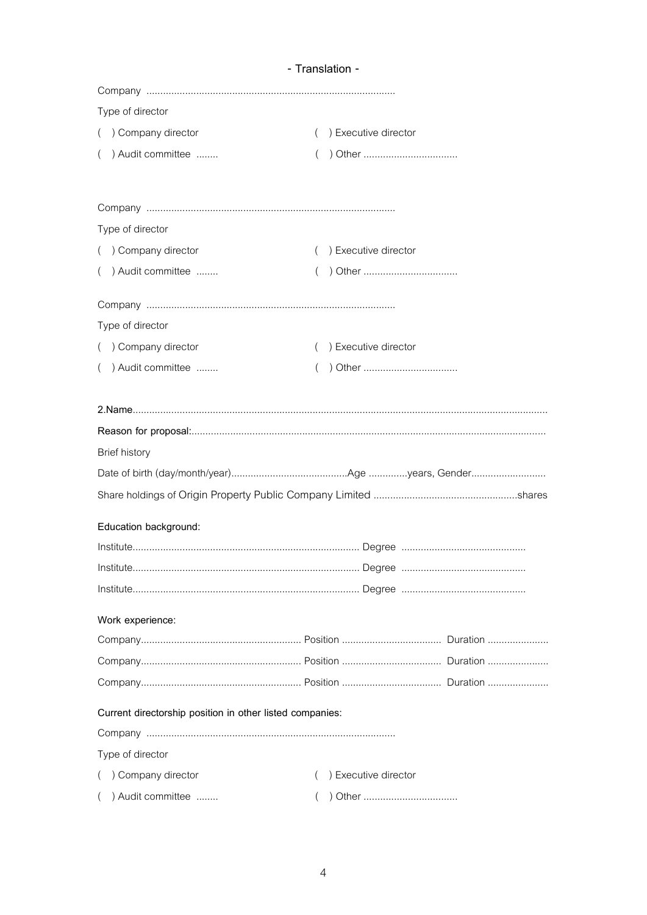- Translation -

Company ..........................................................................................

Type of director

( ) Company director ( ) Executive director

( ) Audit committee ........ ( ) Other ..................................

Company ..........................................................................................

Type of director

( ) Company director ( ) Executive director

( ) Audit committee ........ ( ) Other ..................................

Company ..........................................................................................

Type of director

( ) Company director ( ) Executive director

( ) Audit committee ........ ( ) Other ..................................

**2.Name**....................................................................................................................................................

**Reason for proposal:**..............................................................................................................................

Brief history

Date of birth (day/month/year)..........................................Age ..............years, Gender...........................

Share holdings of Origin Property Public Company Limited ....................................................shares

**Education background:**

Institute.................................................................................. Degree .............................................

Institute.................................................................................. Degree .............................................

Institute.................................................................................. Degree .............................................

**Work experience:**

Company.......................................................... Position .................................... Duration ......................

Company.......................................................... Position .................................... Duration ......................

Company.......................................................... Position .................................... Duration ......................

**Current directorship position in other listed companies:**

Company ..........................................................................................

Type of director

( ) Company director ( ) Executive director

( ) Audit committee ........ ( ) Other ..................................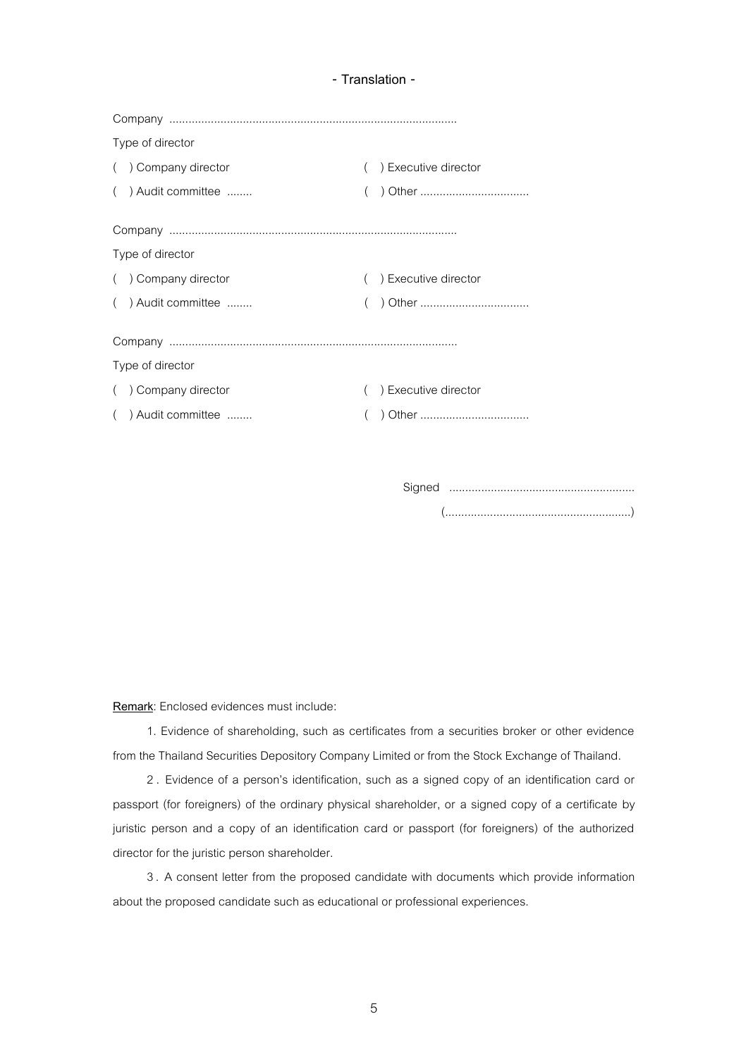- Translation -

Company ..........................................................................................

Type of director

( ) Company director ( ) Executive director

( ) Audit committee ........ ( ) Other ..................................

Company ..........................................................................................

Type of director

( ) Company director ( ) Executive director

( ) Audit committee ........ ( ) Other ..................................

Company ..........................................................................................

Type of director

( ) Company director ( ) Executive director

( ) Audit committee ........ ( ) Other ..................................

Signed ..........................................................

(..........................................................)

**Remark**: Enclosed evidences must include:

1. Evidence of shareholding, such as certificates from a securities broker or other evidence from the Thailand Securities Depository Company Limited or from the Stock Exchange of Thailand.

2. Evidence of a person's identification, such as a signed copy of an identification card or passport (for foreigners) of the ordinary physical shareholder, or a signed copy of a certificate by juristic person and a copy of an identification card or passport (for foreigners) of the authorized director for the juristic person shareholder.

3. A consent letter from the proposed candidate with documents which provide information about the proposed candidate such as educational or professional experiences.